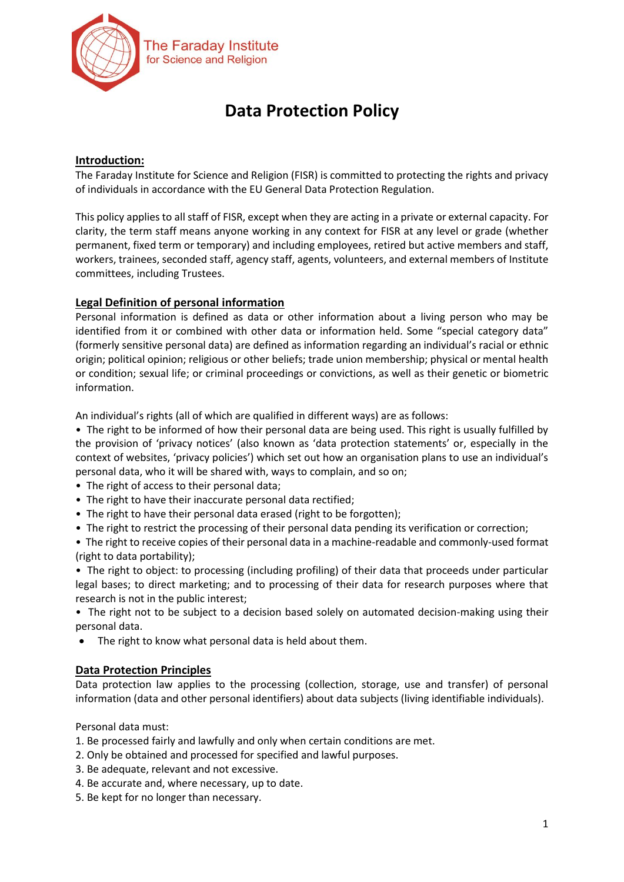The Faraday Institute for Science and Religion

# Data Protection Policy

## Introduction:

The Faraday Institute for Science and Religion (FISR) is committed to protecting the rights and privacy of individuals in accordance with the EU General Data Protection Regulation.

This policy applies to all staff of FISR, except when they are acting in a private or external capacity. For clarity, the term staff means anyone working in any context for FISR at any level or grade (whether permanent, fixed term or temporary) and including employees, retired but active members and staff, workers, trainees, seconded staff, agency staff, agents, volunteers, and external members of Institute committees, including Trustees.

## Legal Definition of personal information

Personal information is defined as data or other information about a living person who may be identified from it or combined with other data or information held. Some "special category data" (formerly sensitive personal data) are defined as information regarding an individual's racial or ethnic origin; political opinion; religious or other beliefs; trade union membership; physical or mental health or condition; sexual life; or criminal proceedings or convictions, as well as their genetic or biometric information.

An individual's rights (all of which are qualified in different ways) are as follows:

- The right to be informed of how their personal data are being used. This right is usually fulfilled by the provision of 'privacy notices' (also known as 'data protection statements' or, especially in the context of websites, 'privacy policies') which set out how an organisation plans to use an individual's personal data, who it will be shared with, ways to complain, and so on;
- The right of access to their personal data;
- The right to have their inaccurate personal data rectified;
- The right to have their personal data erased (right to be forgotten);
- The right to restrict the processing of their personal data pending its verification or correction;
- The right to receive copies of their personal data in a machine-readable and commonly-used format (right to data portability);
- The right to object: to processing (including profiling) of their data that proceeds under particular legal bases; to direct marketing; and to processing of their data for research purposes where that research is not in the public interest;
- The right not to be subject to a decision based solely on automated decision-making using their personal data.
- The right to know what personal data is held about them.

## Data Protection Principles

Data protection law applies to the processing (collection, storage, use and transfer) of personal information (data and other personal identifiers) about data subjects (living identifiable individuals).

Personal data must:

1. Be processed fairly and lawfully and only when certain conditions are met.
2. Only be obtained and processed for specified and lawful purposes.
3. Be adequate, relevant and not excessive.
4. Be accurate and, where necessary, up to date.
5. Be kept for no longer than necessary.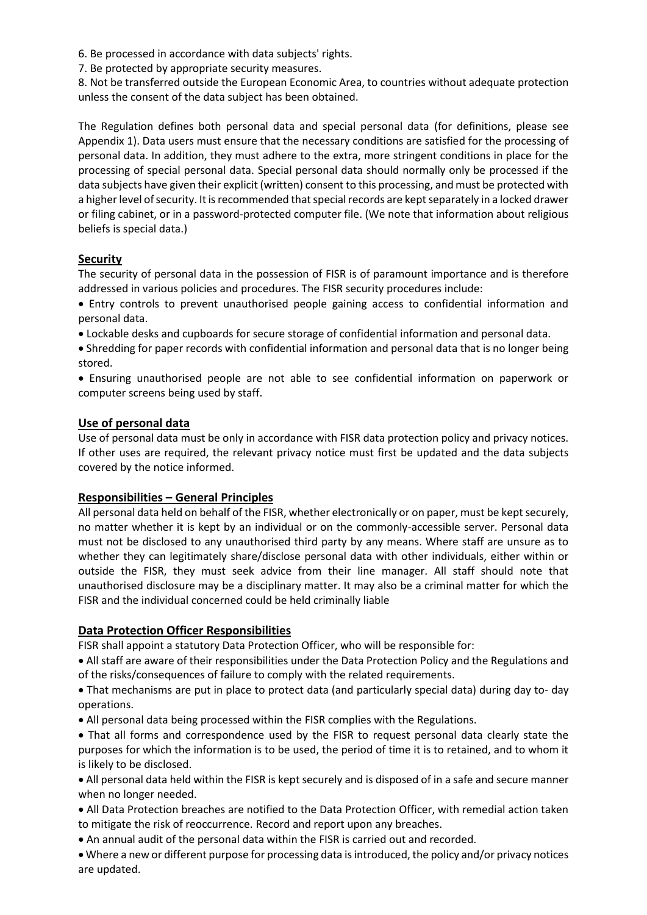6. Be processed in accordance with data subjects' rights.
7. Be protected by appropriate security measures.
8. Not be transferred outside the European Economic Area, to countries without adequate protection unless the consent of the data subject has been obtained.

The Regulation defines both personal data and special personal data (for definitions, please see Appendix 1). Data users must ensure that the necessary conditions are satisfied for the processing of personal data. In addition, they must adhere to the extra, more stringent conditions in place for the processing of special personal data. Special personal data should normally only be processed if the data subjects have given their explicit (written) consent to this processing, and must be protected with a higher level of security. It is recommended that special records are kept separately in a locked drawer or filing cabinet, or in a password-protected computer file. (We note that information about religious beliefs is special data.)

## Security

The security of personal data in the possession of FISR is of paramount importance and is therefore addressed in various policies and procedures. The FISR security procedures include:

- Entry controls to prevent unauthorised people gaining access to confidential information and personal data.
- Lockable desks and cupboards for secure storage of confidential information and personal data.
- Shredding for paper records with confidential information and personal data that is no longer being stored.
- Ensuring unauthorised people are not able to see confidential information on paperwork or computer screens being used by staff.

## Use of personal data

Use of personal data must be only in accordance with FISR data protection policy and privacy notices. If other uses are required, the relevant privacy notice must first be updated and the data subjects covered by the notice informed.

## Responsibilities – General Principles

All personal data held on behalf of the FISR, whether electronically or on paper, must be kept securely, no matter whether it is kept by an individual or on the commonly-accessible server. Personal data must not be disclosed to any unauthorised third party by any means. Where staff are unsure as to whether they can legitimately share/disclose personal data with other individuals, either within or outside the FISR, they must seek advice from their line manager. All staff should note that unauthorised disclosure may be a disciplinary matter. It may also be a criminal matter for which the FISR and the individual concerned could be held criminally liable

## Data Protection Officer Responsibilities

FISR shall appoint a statutory Data Protection Officer, who will be responsible for:

- All staff are aware of their responsibilities under the Data Protection Policy and the Regulations and of the risks/consequences of failure to comply with the related requirements.
- That mechanisms are put in place to protect data (and particularly special data) during day to- day operations.
- All personal data being processed within the FISR complies with the Regulations.
- That all forms and correspondence used by the FISR to request personal data clearly state the purposes for which the information is to be used, the period of time it is to retained, and to whom it is likely to be disclosed.
- All personal data held within the FISR is kept securely and is disposed of in a safe and secure manner when no longer needed.
- All Data Protection breaches are notified to the Data Protection Officer, with remedial action taken to mitigate the risk of reoccurrence. Record and report upon any breaches.
- An annual audit of the personal data within the FISR is carried out and recorded.
- Where a new or different purpose for processing data is introduced, the policy and/or privacy notices are updated.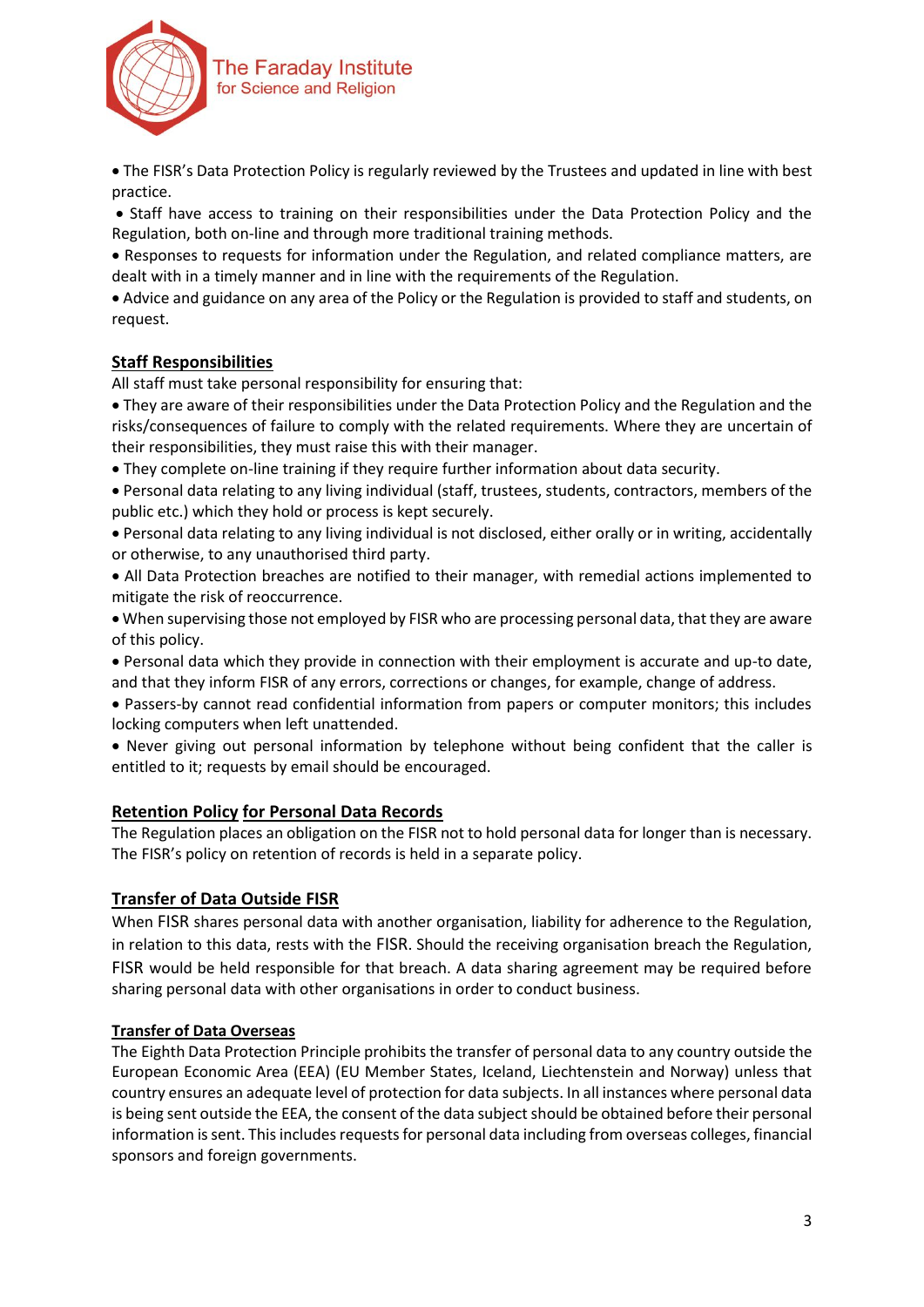- The FISR's Data Protection Policy is regularly reviewed by the Trustees and updated in line with best practice.
- Staff have access to training on their responsibilities under the Data Protection Policy and the Regulation, both on-line and through more traditional training methods.
- Responses to requests for information under the Regulation, and related compliance matters, are dealt with in a timely manner and in line with the requirements of the Regulation.
- Advice and guidance on any area of the Policy or the Regulation is provided to staff and students, on request.

## Staff Responsibilities

All staff must take personal responsibility for ensuring that:

- They are aware of their responsibilities under the Data Protection Policy and the Regulation and the risks/consequences of failure to comply with the related requirements. Where they are uncertain of their responsibilities, they must raise this with their manager.
- They complete on-line training if they require further information about data security.
- Personal data relating to any living individual (staff, trustees, students, contractors, members of the public etc.) which they hold or process is kept securely.
- Personal data relating to any living individual is not disclosed, either orally or in writing, accidentally or otherwise, to any unauthorised third party.
- All Data Protection breaches are notified to their manager, with remedial actions implemented to mitigate the risk of reoccurrence.
- When supervising those not employed by FISR who are processing personal data, that they are aware of this policy.
- Personal data which they provide in connection with their employment is accurate and up-to date, and that they inform FISR of any errors, corrections or changes, for example, change of address.
- Passers-by cannot read confidential information from papers or computer monitors; this includes locking computers when left unattended.
- Never giving out personal information by telephone without being confident that the caller is entitled to it; requests by email should be encouraged.

## Retention Policy for Personal Data Records

The Regulation places an obligation on the FISR not to hold personal data for longer than is necessary. The FISR's policy on retention of records is held in a separate policy.

## Transfer of Data Outside FISR

When FISR shares personal data with another organisation, liability for adherence to the Regulation, in relation to this data, rests with the FISR. Should the receiving organisation breach the Regulation, FISR would be held responsible for that breach. A data sharing agreement may be required before sharing personal data with other organisations in order to conduct business.

## Transfer of Data Overseas

The Eighth Data Protection Principle prohibits the transfer of personal data to any country outside the European Economic Area (EEA) (EU Member States, Iceland, Liechtenstein and Norway) unless that country ensures an adequate level of protection for data subjects. In all instances where personal data is being sent outside the EEA, the consent of the data subject should be obtained before their personal information is sent. This includes requests for personal data including from overseas colleges, financial sponsors and foreign governments.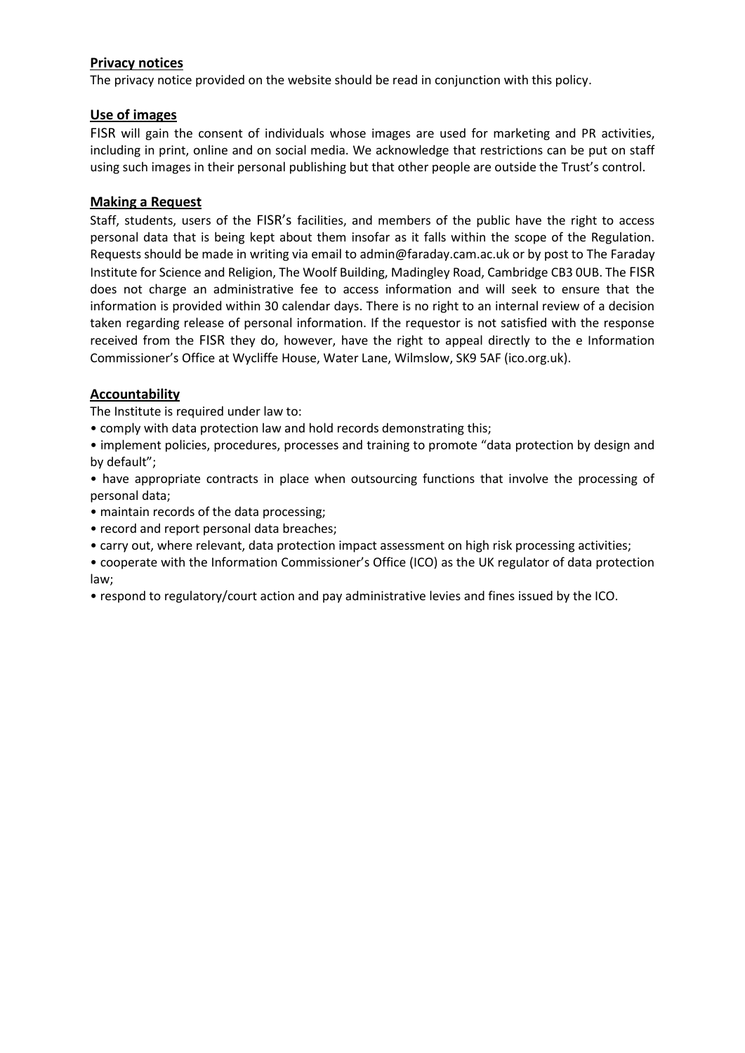## Privacy notices

The privacy notice provided on the website should be read in conjunction with this policy.

## Use of images

FISR will gain the consent of individuals whose images are used for marketing and PR activities, including in print, online and on social media. We acknowledge that restrictions can be put on staff using such images in their personal publishing but that other people are outside the Trust's control.

## Making a Request

Staff, students, users of the FISR's facilities, and members of the public have the right to access personal data that is being kept about them insofar as it falls within the scope of the Regulation. Requests should be made in writing via email to admin@faraday.cam.ac.uk or by post to The Faraday Institute for Science and Religion, The Woolf Building, Madingley Road, Cambridge CB3 0UB. The FISR does not charge an administrative fee to access information and will seek to ensure that the information is provided within 30 calendar days. There is no right to an internal review of a decision taken regarding release of personal information. If the requestor is not satisfied with the response received from the FISR they do, however, have the right to appeal directly to the e Information Commissioner's Office at Wycliffe House, Water Lane, Wilmslow, SK9 5AF (ico.org.uk).

## Accountability

The Institute is required under law to:

- comply with data protection law and hold records demonstrating this;
- implement policies, procedures, processes and training to promote "data protection by design and by default";
- have appropriate contracts in place when outsourcing functions that involve the processing of personal data;
- maintain records of the data processing;
- record and report personal data breaches;
- carry out, where relevant, data protection impact assessment on high risk processing activities;
- cooperate with the Information Commissioner's Office (ICO) as the UK regulator of data protection law;
- respond to regulatory/court action and pay administrative levies and fines issued by the ICO.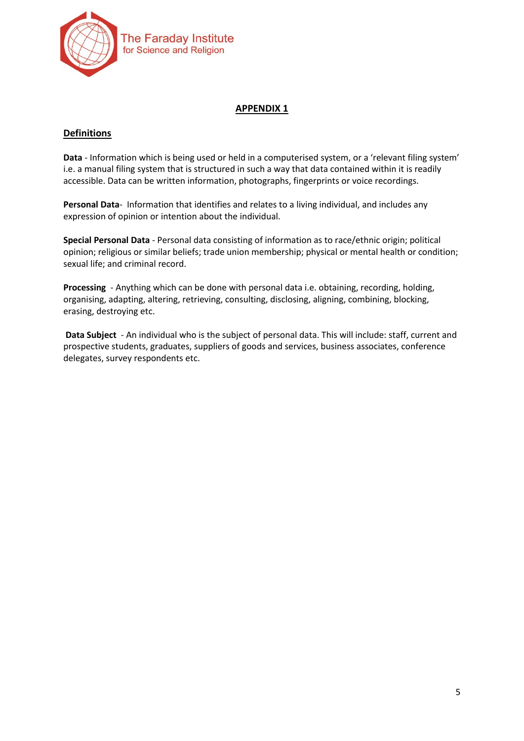## APPENDIX 1

### Definitions

**Data** - Information which is being used or held in a computerised system, or a 'relevant filing system' i.e. a manual filing system that is structured in such a way that data contained within it is readily accessible. Data can be written information, photographs, fingerprints or voice recordings.

**Personal Data**- Information that identifies and relates to a living individual, and includes any expression of opinion or intention about the individual.

**Special Personal Data** - Personal data consisting of information as to race/ethnic origin; political opinion; religious or similar beliefs; trade union membership; physical or mental health or condition; sexual life; and criminal record.

**Processing** - Anything which can be done with personal data i.e. obtaining, recording, holding, organising, adapting, altering, retrieving, consulting, disclosing, aligning, combining, blocking, erasing, destroying etc.

**Data Subject** - An individual who is the subject of personal data. This will include: staff, current and prospective students, graduates, suppliers of goods and services, business associates, conference delegates, survey respondents etc.